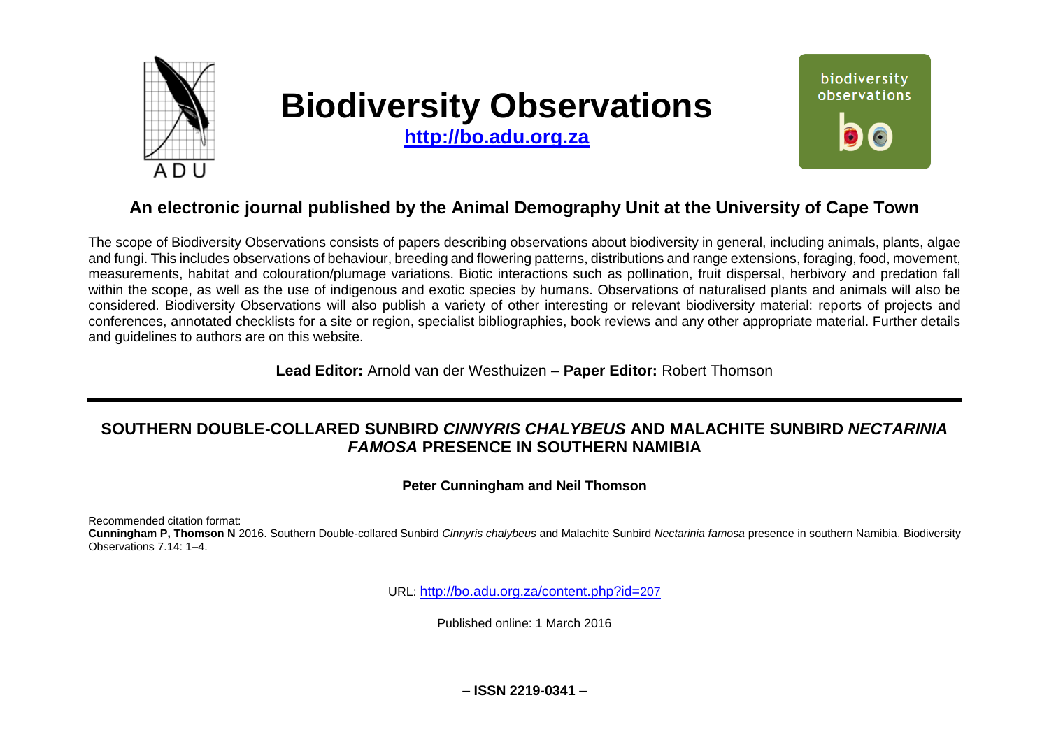# Biodiversity Observations

**http://bo.adu.org.za**

## An electronic journal published by the Animal Demography Unit at the University of Cape Town

The scope of Biodiversity Observations consists of papers describing observations about biodiversity in general, including animals, plants, algae and fungi. This includes observations of behaviour, breeding and flowering patterns, distributions and range extensions, foraging, food, movement, measurements, habitat and colouration/plumage variations. Biotic interactions such as pollination, fruit dispersal, herbivory and predation fall within the scope, as well as the use of indigenous and exotic species by humans. Observations of naturalised plants and animals will also be considered. Biodiversity Observations will also publish a variety of other interesting or relevant biodiversity material: reports of projects and conferences, annotated checklists for a site or region, specialist bibliographies, book reviews and any other appropriate material. Further details and guidelines to authors are on this website.

**Lead Editor:** Arnold van der Westhuizen – **Paper Editor:** Robert Thomson

---

# SOUTHERN DOUBLE-COLLARED SUNBIRD *CINNYRIS CHALYBEUS* AND MALACHITE SUNBIRD *NECTARINIA FAMOSA* PRESENCE IN SOUTHERN NAMIBIA

**Peter Cunningham and Neil Thomson**

Recommended citation format:
**Cunningham P, Thomson N** 2016. Southern Double-collared Sunbird *Cinnyris chalybeus* and Malachite Sunbird *Nectarinia famosa* presence in southern Namibia. Biodiversity Observations 7.14: 1–4.

URL: http://bo.adu.org.za/content.php?id=207

Published online: 1 March 2016

**– ISSN 2219-0341 –**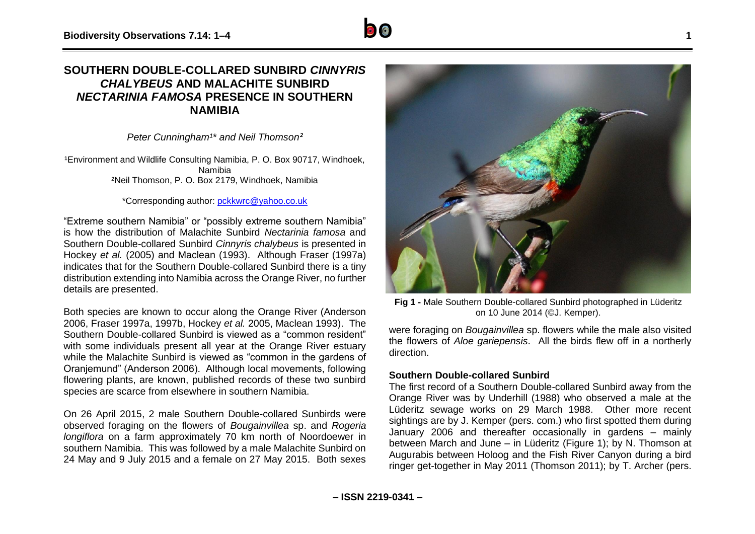# SOUTHERN DOUBLE-COLLARED SUNBIRD *CINNYRIS CHALYBEUS* AND MALACHITE SUNBIRD *NECTARINIA FAMOSA* PRESENCE IN SOUTHERN NAMIBIA

*Peter Cunningham[1]\* and Neil Thomson[2]*

[1]Environment and Wildlife Consulting Namibia, P. O. Box 90717, Windhoek, Namibia
[2]Neil Thomson, P. O. Box 2179, Windhoek, Namibia

*Corresponding author: pckkwrc@yahoo.co.uk

"Extreme southern Namibia" or "possibly extreme southern Namibia" is how the distribution of Malachite Sunbird *Nectarinia famosa* and Southern Double-collared Sunbird *Cinnyris chalybeus* is presented in Hockey *et al.* (2005) and Maclean (1993). Although Fraser (1997a) indicates that for the Southern Double-collared Sunbird there is a tiny distribution extending into Namibia across the Orange River, no further details are presented.

Both species are known to occur along the Orange River (Anderson 2006, Fraser 1997a, 1997b, Hockey *et al.* 2005, Maclean 1993). The Southern Double-collared Sunbird is viewed as a "common resident" with some individuals present all year at the Orange River estuary while the Malachite Sunbird is viewed as "common in the gardens of Oranjemund" (Anderson 2006). Although local movements, following flowering plants, are known, published records of these two sunbird species are scarce from elsewhere in southern Namibia.

On 26 April 2015, 2 male Southern Double-collared Sunbirds were observed foraging on the flowers of *Bougainvillea* sp. and *Rogeria longiflora* on a farm approximately 70 km north of Noordoewer in southern Namibia. This was followed by a male Malachite Sunbird on 24 May and 9 July 2015 and a female on 27 May 2015. Both sexes were foraging on *Bougainvillea* sp. flowers while the male also visited the flowers of *Aloe gariepensis*. All the birds flew off in a northerly direction.

**Fig 1 -** Male Southern Double-collared Sunbird photographed in Lüderitz on 10 June 2014 (©J. Kemper).

### Southern Double-collared Sunbird

The first record of a Southern Double-collared Sunbird away from the Orange River was by Underhill (1988) who observed a male at the Lüderitz sewage works on 29 March 1988. Other more recent sightings are by J. Kemper (pers. com.) who first spotted them during January 2006 and thereafter occasionally in gardens – mainly between March and June – in Lüderitz (Figure 1); by N. Thomson at Augurabis between Holoog and the Fish River Canyon during a bird ringer get-together in May 2011 (Thomson 2011); by T. Archer (pers.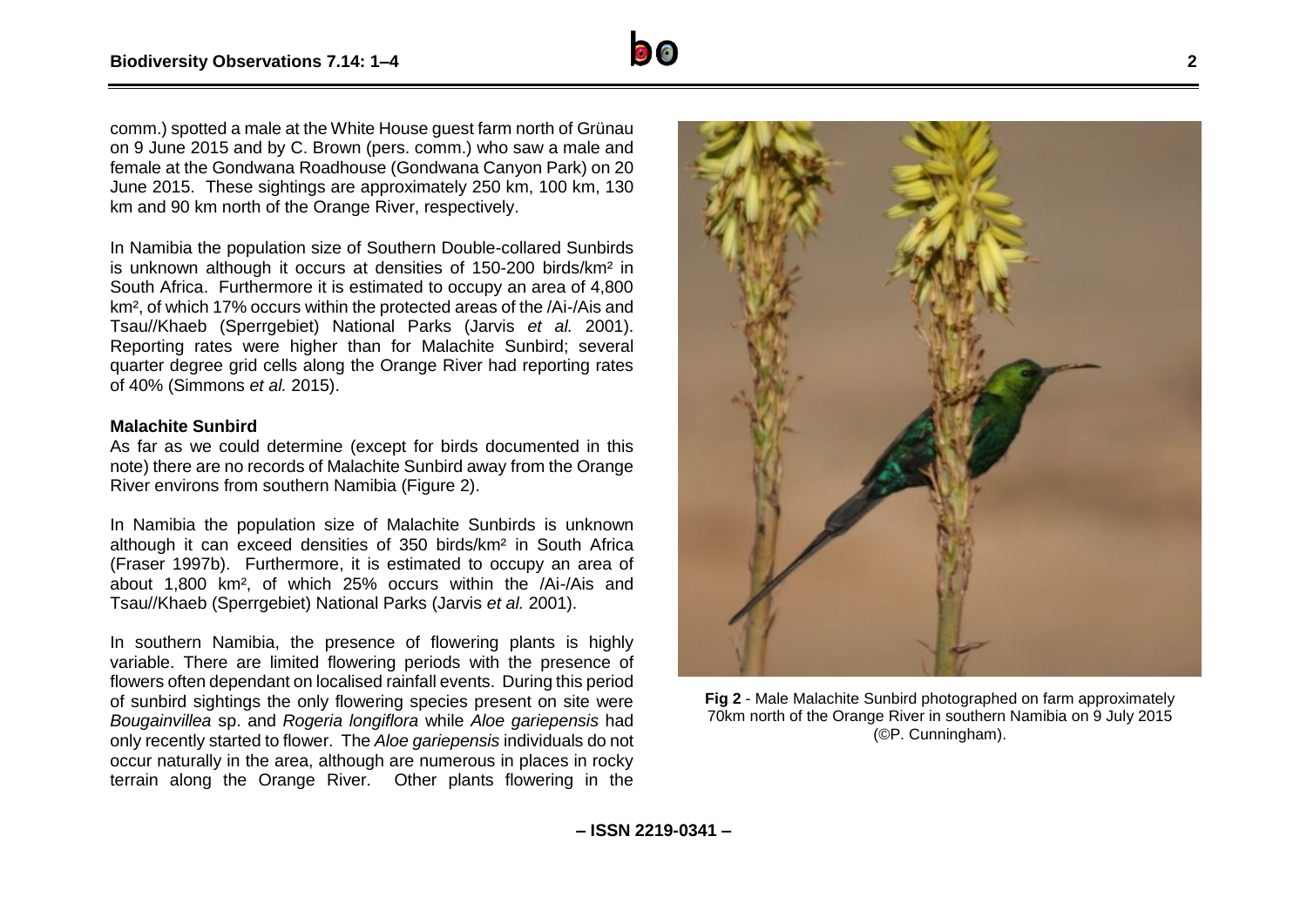comm.) spotted a male at the White House guest farm north of Grünau on 9 June 2015 and by C. Brown (pers. comm.) who saw a male and female at the Gondwana Roadhouse (Gondwana Canyon Park) on 20 June 2015. These sightings are approximately 250 km, 100 km, 130 km and 90 km north of the Orange River, respectively.

In Namibia the population size of Southern Double-collared Sunbirds is unknown although it occurs at densities of 150-200 birds/km² in South Africa. Furthermore it is estimated to occupy an area of 4,800 km², of which 17% occurs within the protected areas of the /Ai-/Ais and Tsau//Khaeb (Sperrgebiet) National Parks (Jarvis *et al.* 2001). Reporting rates were higher than for Malachite Sunbird; several quarter degree grid cells along the Orange River had reporting rates of 40% (Simmons *et al.* 2015).

**Malachite Sunbird**

As far as we could determine (except for birds documented in this note) there are no records of Malachite Sunbird away from the Orange River environs from southern Namibia (Figure 2).

In Namibia the population size of Malachite Sunbirds is unknown although it can exceed densities of 350 birds/km² in South Africa (Fraser 1997b). Furthermore, it is estimated to occupy an area of about 1,800 km², of which 25% occurs within the /Ai-/Ais and Tsau//Khaeb (Sperrgebiet) National Parks (Jarvis *et al.* 2001).

In southern Namibia, the presence of flowering plants is highly variable. There are limited flowering periods with the presence of flowers often dependant on localised rainfall events. During this period of sunbird sightings the only flowering species present on site were *Bougainvillea* sp. and *Rogeria longiflora* while *Aloe gariepensis* had only recently started to flower. The *Aloe gariepensis* individuals do not occur naturally in the area, although are numerous in places in rocky terrain along the Orange River. Other plants flowering in the

**Fig 2** - Male Malachite Sunbird photographed on farm approximately 70km north of the Orange River in southern Namibia on 9 July 2015 (©P. Cunningham).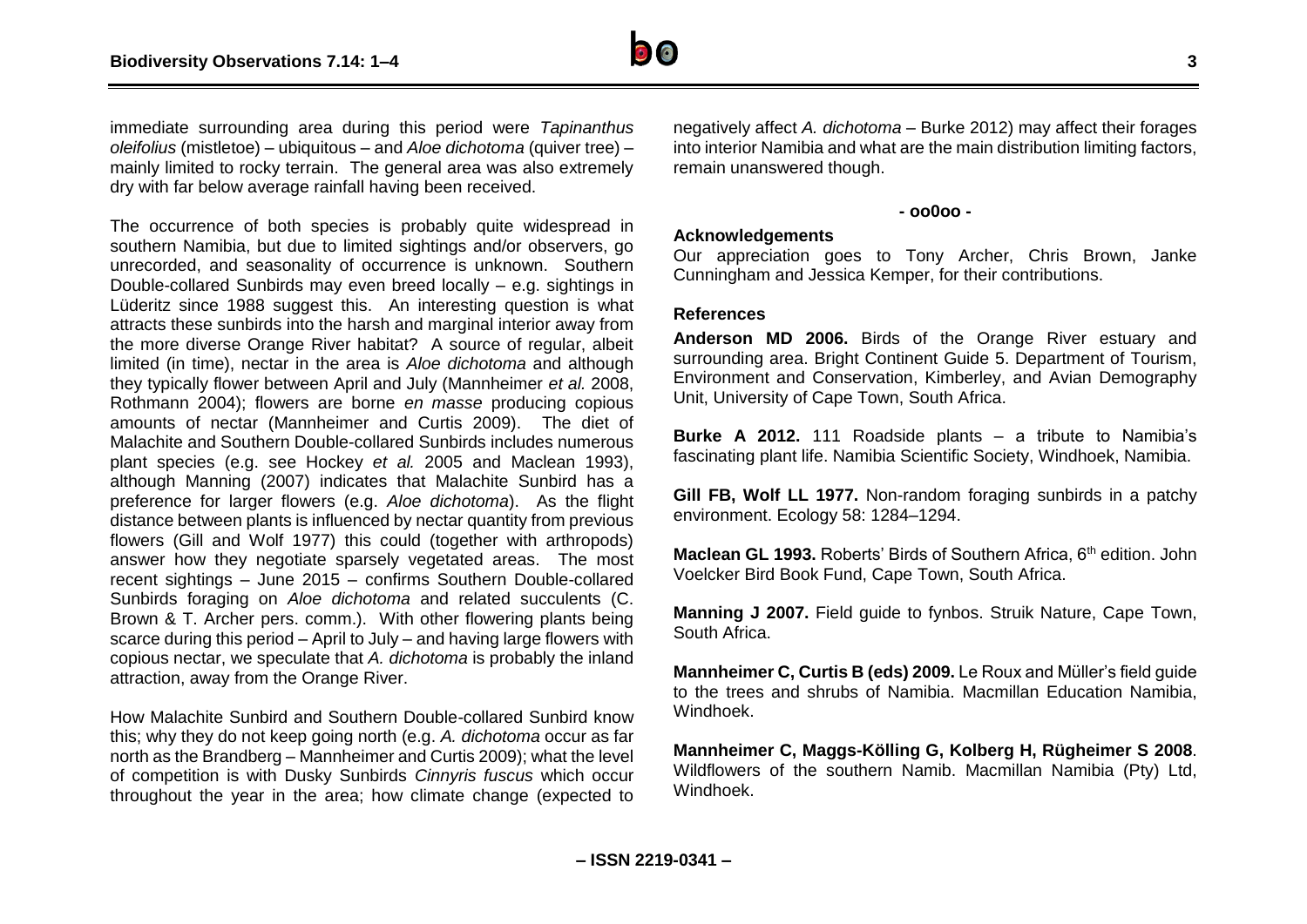immediate surrounding area during this period were *Tapinanthus oleifolius* (mistletoe) – ubiquitous – and *Aloe dichotoma* (quiver tree) – mainly limited to rocky terrain. The general area was also extremely dry with far below average rainfall having been received.

The occurrence of both species is probably quite widespread in southern Namibia, but due to limited sightings and/or observers, go unrecorded, and seasonality of occurrence is unknown. Southern Double-collared Sunbirds may even breed locally – e.g. sightings in Lüderitz since 1988 suggest this. An interesting question is what attracts these sunbirds into the harsh and marginal interior away from the more diverse Orange River habitat? A source of regular, albeit limited (in time), nectar in the area is *Aloe dichotoma* and although they typically flower between April and July (Mannheimer *et al.* 2008, Rothmann 2004); flowers are borne *en masse* producing copious amounts of nectar (Mannheimer and Curtis 2009). The diet of Malachite and Southern Double-collared Sunbirds includes numerous plant species (e.g. see Hockey *et al.* 2005 and Maclean 1993), although Manning (2007) indicates that Malachite Sunbird has a preference for larger flowers (e.g. *Aloe dichotoma*). As the flight distance between plants is influenced by nectar quantity from previous flowers (Gill and Wolf 1977) this could (together with arthropods) answer how they negotiate sparsely vegetated areas. The most recent sightings – June 2015 – confirms Southern Double-collared Sunbirds foraging on *Aloe dichotoma* and related succulents (C. Brown & T. Archer pers. comm.). With other flowering plants being scarce during this period – April to July – and having large flowers with copious nectar, we speculate that *A. dichotoma* is probably the inland attraction, away from the Orange River.

How Malachite Sunbird and Southern Double-collared Sunbird know this; why they do not keep going north (e.g. *A. dichotoma* occur as far north as the Brandberg – Mannheimer and Curtis 2009); what the level of competition is with Dusky Sunbirds *Cinnyris fuscus* which occur throughout the year in the area; how climate change (expected to negatively affect *A. dichotoma* – Burke 2012) may affect their forages into interior Namibia and what are the main distribution limiting factors, remain unanswered though.

**- oo0oo -**

### Acknowledgements

Our appreciation goes to Tony Archer, Chris Brown, Janke Cunningham and Jessica Kemper, for their contributions.

### References

**Anderson MD 2006.** Birds of the Orange River estuary and surrounding area. Bright Continent Guide 5. Department of Tourism, Environment and Conservation, Kimberley, and Avian Demography Unit, University of Cape Town, South Africa.

**Burke A 2012.** 111 Roadside plants – a tribute to Namibia's fascinating plant life. Namibia Scientific Society, Windhoek, Namibia.

**Gill FB, Wolf LL 1977.** Non-random foraging sunbirds in a patchy environment. Ecology 58: 1284–1294.

**Maclean GL 1993.** Roberts' Birds of Southern Africa, 6th edition. John Voelcker Bird Book Fund, Cape Town, South Africa.

**Manning J 2007.** Field guide to fynbos. Struik Nature, Cape Town, South Africa.

**Mannheimer C, Curtis B (eds) 2009.** Le Roux and Müller's field guide to the trees and shrubs of Namibia. Macmillan Education Namibia, Windhoek.

**Mannheimer C, Maggs-Kölling G, Kolberg H, Rügheimer S 2008**. Wildflowers of the southern Namib. Macmillan Namibia (Pty) Ltd, Windhoek.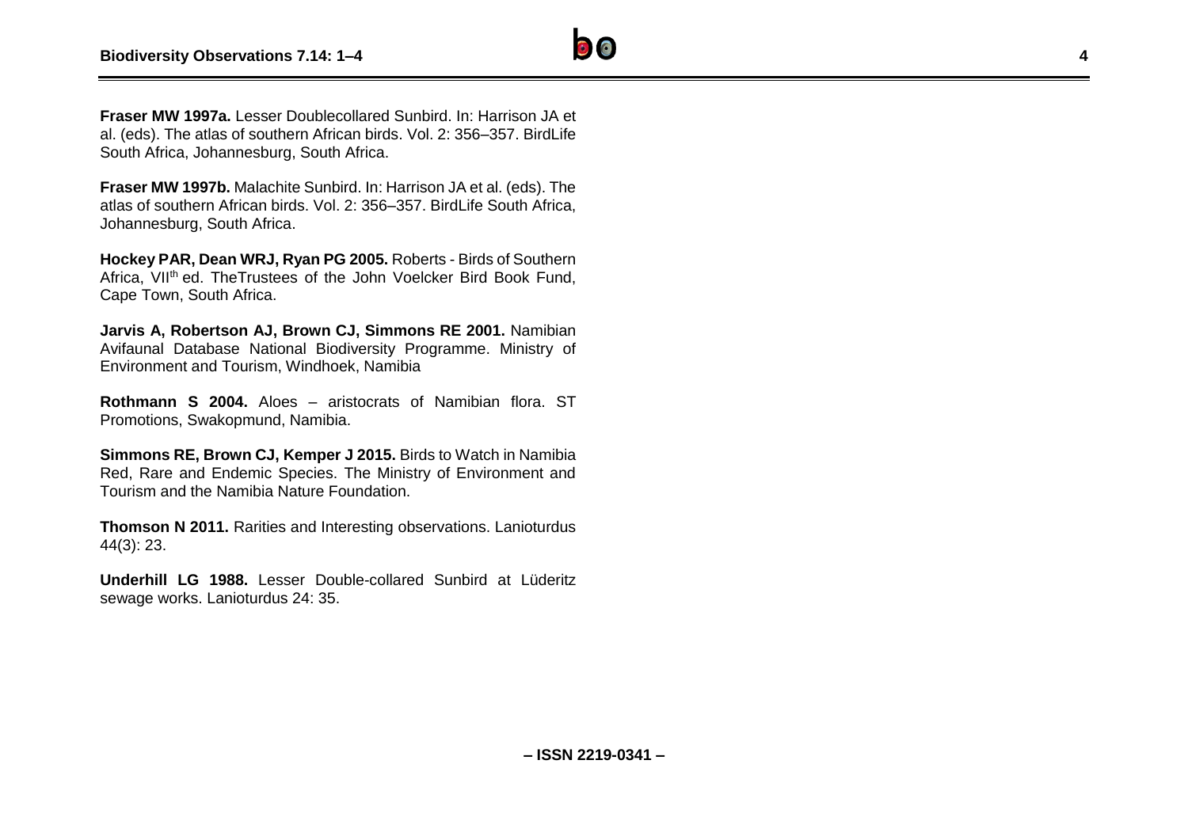**Fraser MW 1997a.** Lesser Doublecollared Sunbird. In: Harrison JA et al. (eds). The atlas of southern African birds. Vol. 2: 356–357. BirdLife South Africa, Johannesburg, South Africa.

**Fraser MW 1997b.** Malachite Sunbird. In: Harrison JA et al. (eds). The atlas of southern African birds. Vol. 2: 356–357. BirdLife South Africa, Johannesburg, South Africa.

**Hockey PAR, Dean WRJ, Ryan PG 2005.** Roberts - Birds of Southern Africa, VII[th] ed. TheTrustees of the John Voelcker Bird Book Fund, Cape Town, South Africa.

**Jarvis A, Robertson AJ, Brown CJ, Simmons RE 2001.** Namibian Avifaunal Database National Biodiversity Programme. Ministry of Environment and Tourism, Windhoek, Namibia

**Rothmann S 2004.** Aloes – aristocrats of Namibian flora. ST Promotions, Swakopmund, Namibia.

**Simmons RE, Brown CJ, Kemper J 2015.** Birds to Watch in Namibia Red, Rare and Endemic Species. The Ministry of Environment and Tourism and the Namibia Nature Foundation.

**Thomson N 2011.** Rarities and Interesting observations. Lanioturdus 44(3): 23.

**Underhill LG 1988.** Lesser Double-collared Sunbird at Lüderitz sewage works. Lanioturdus 24: 35.